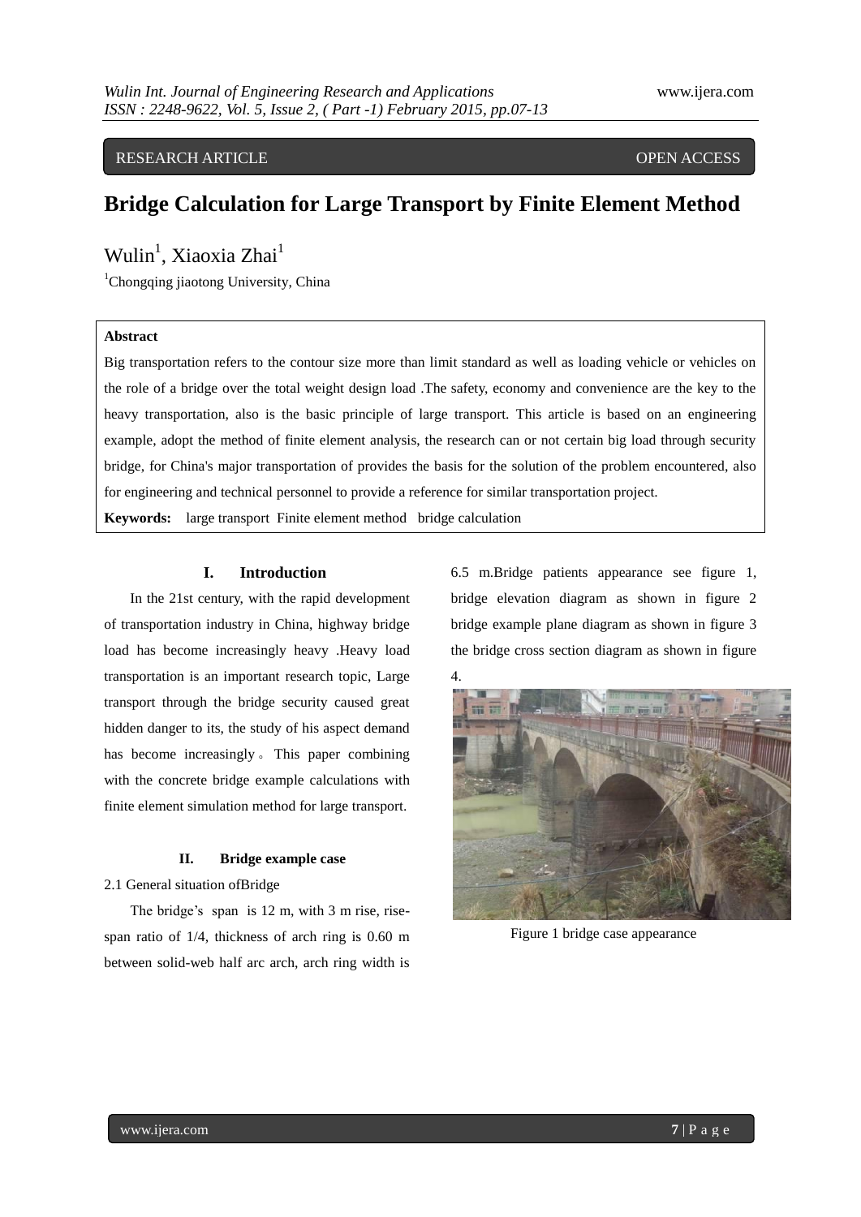RESEARCH ARTICLE OPEN ACCESS

# Bridge Calculation for Large Transport by Finite Element Method

Wulin[1], Xiaoxia Zhai[1]

[1]Chongqing jiaotong University, China

**Abstract**

Big transportation refers to the contour size more than limit standard as well as loading vehicle or vehicles on the role of a bridge over the total weight design load .The safety, economy and convenience are the key to the heavy transportation, also is the basic principle of large transport. This article is based on an engineering example, adopt the method of finite element analysis, the research can or not certain big load through security bridge, for China's major transportation of provides the basis for the solution of the problem encountered, also for engineering and technical personnel to provide a reference for similar transportation project.

**Keywords:** large transport Finite element method bridge calculation

## I. Introduction

In the 21st century, with the rapid development of transportation industry in China, highway bridge load has become increasingly heavy .Heavy load transportation is an important research topic, Large transport through the bridge security caused great hidden danger to its, the study of his aspect demand has become increasingly。This paper combining with the concrete bridge example calculations with finite element simulation method for large transport.

## II. Bridge example case

### 2.1 General situation ofBridge

The bridge's span is 12 m, with 3 m rise, rise-span ratio of 1/4, thickness of arch ring is 0.60 m between solid-web half arc arch, arch ring width is 6.5 m.Bridge patients appearance see figure 1, bridge elevation diagram as shown in figure 2 bridge example plane diagram as shown in figure 3 the bridge cross section diagram as shown in figure 4.

Figure 1 bridge case appearance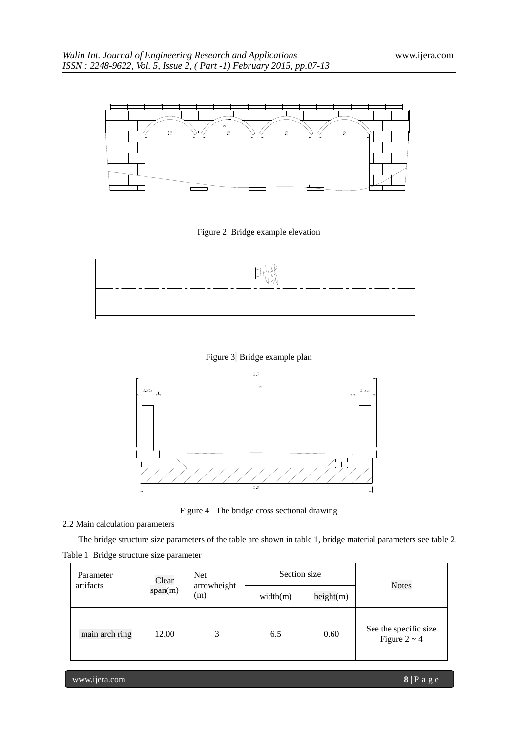Figure 2 Bridge example elevation

Figure 3 Bridge example plan

Figure 4 The bridge cross sectional drawing

2.2 Main calculation parameters

The bridge structure size parameters of the table are shown in table 1, bridge material parameters see table 2.

Table 1 Bridge structure size parameter

| Parameter artifacts | Clear span(m) | Net arrowheight (m) | Section size | | Notes |
|---|---|---|---|---|---|
| | | | width(m) | height(m) | |
| main arch ring | 12.00 | 3 | 6.5 | 0.60 | See the specific size Figure 2 ~ 4 |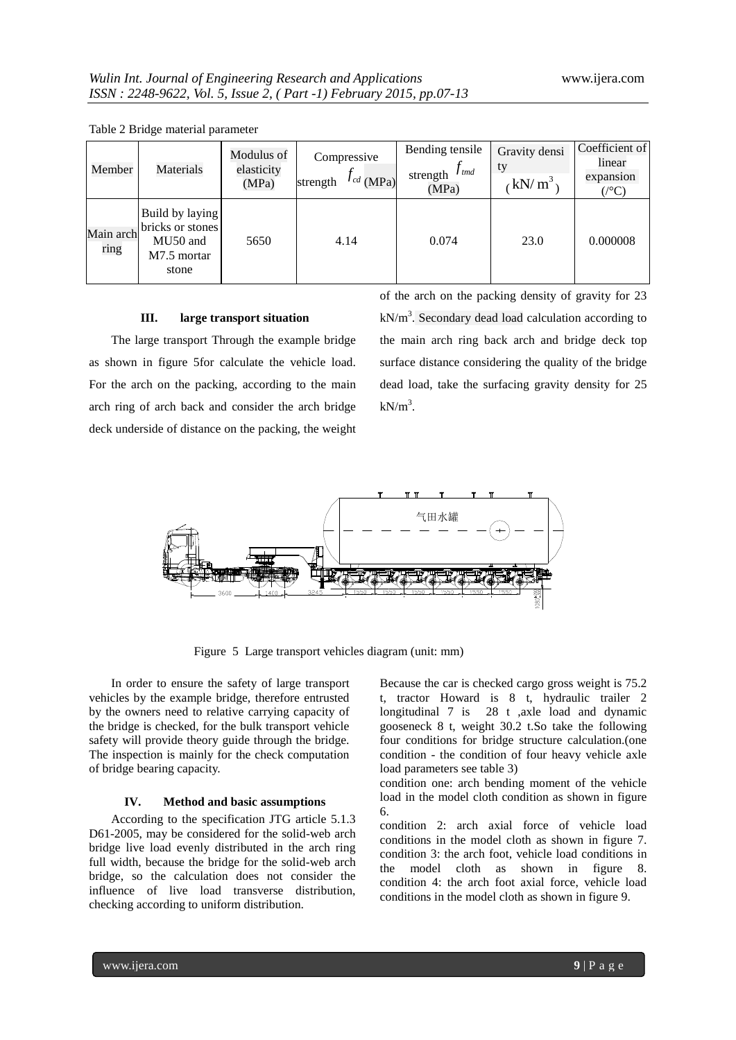Table 2 Bridge material parameter

| Member | Materials | Modulus of elasticity (MPa) | Compressive strength $f_{cd}$ (MPa) | Bending tensile strength $f_{tmd}$ (MPa) | Gravity density ( $kN/m^3$ ) | Coefficient of linear expansion (/°C) |
|---|---|---|---|---|---|---|
| Main arch ring | Build by laying bricks or stones MU50 and M7.5 mortar stone | 5650 | 4.14 | 0.074 | 23.0 | 0.000008 |

## III. large transport situation

The large transport Through the example bridge as shown in figure 5for calculate the vehicle load. For the arch on the packing, according to the main arch ring of arch back and consider the arch bridge deck underside of distance on the packing, the weight of the arch on the packing density of gravity for 23 $kN/m^3$. Secondary dead load calculation according to the main arch ring back arch and bridge deck top surface distance considering the quality of the bridge dead load, take the surfacing gravity density for 25 $kN/m^3$.

Figure 5 Large transport vehicles diagram (unit: mm)

In order to ensure the safety of large transport vehicles by the example bridge, therefore entrusted by the owners need to relative carrying capacity of the bridge is checked, for the bulk transport vehicle safety will provide theory guide through the bridge. The inspection is mainly for the check computation of bridge bearing capacity.

## IV. Method and basic assumptions

According to the specification JTG article 5.1.3 D61-2005, may be considered for the solid-web arch bridge live load evenly distributed in the arch ring full width, because the bridge for the solid-web arch bridge, so the calculation does not consider the influence of live load transverse distribution, checking according to uniform distribution.

Because the car is checked cargo gross weight is 75.2 t, tractor Howard is 8 t, hydraulic trailer 2 longitudinal 7 is 28 t ,axle load and dynamic gooseneck 8 t, weight 30.2 t.So take the following four conditions for bridge structure calculation.(one condition - the condition of four heavy vehicle axle load parameters see table 3)

condition one: arch bending moment of the vehicle load in the model cloth condition as shown in figure 6.

condition 2: arch axial force of vehicle load conditions in the model cloth as shown in figure 7.

condition 3: the arch foot, vehicle load conditions in the model cloth as shown in figure 8.

condition 4: the arch foot axial force, vehicle load conditions in the model cloth as shown in figure 9.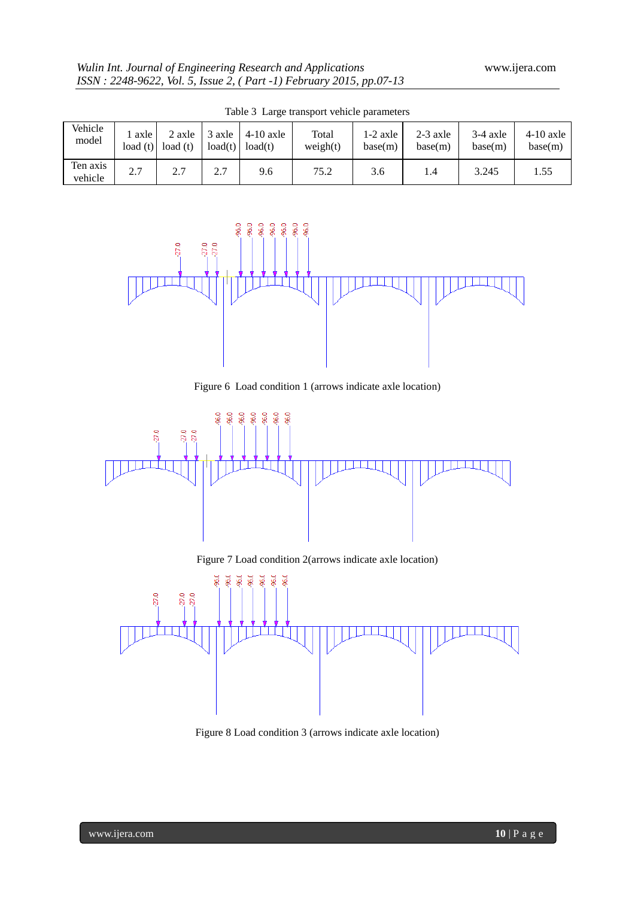Table 3 Large transport vehicle parameters

| Vehicle model | 1 axle load (t) | 2 axle load (t) | 3 axle load(t) | 4-10 axle load(t) | Total weigh(t) | 1-2 axle base(m) | 2-3 axle base(m) | 3-4 axle base(m) | 4-10 axle base(m) |
|---|---|---|---|---|---|---|---|---|---|
| Ten axis vehicle | 2.7 | 2.7 | 2.7 | 9.6 | 75.2 | 3.6 | 1.4 | 3.245 | 1.55 |

Figure 6 Load condition 1 (arrows indicate axle location)

Figure 7 Load condition 2(arrows indicate axle location)

Figure 8 Load condition 3 (arrows indicate axle location)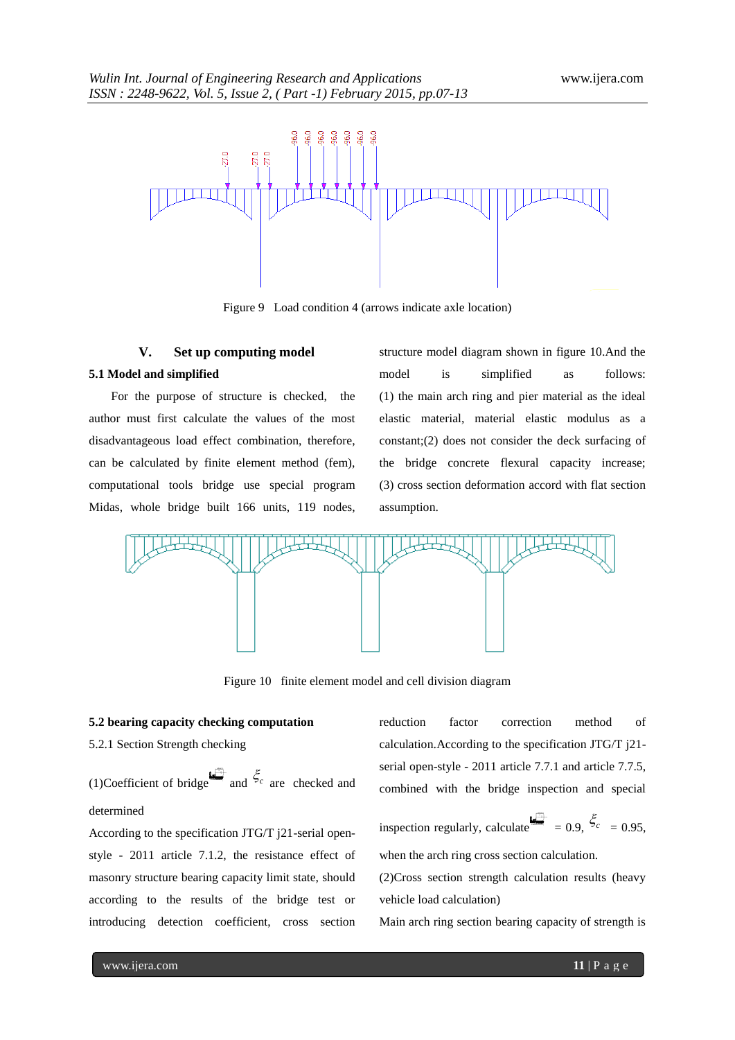Figure 9 Load condition 4 (arrows indicate axle location)

## V. Set up computing model

### 5.1 Model and simplified

For the purpose of structure is checked, the author must first calculate the values of the most disadvantageous load effect combination, therefore, can be calculated by finite element method (fem), computational tools bridge use special program Midas, whole bridge built 166 units, 119 nodes, structure model diagram shown in figure 10.And the model is simplified as follows: (1) the main arch ring and pier material as the ideal elastic material, material elastic modulus as a constant;(2) does not consider the deck surfacing of the bridge concrete flexural capacity increase; (3) cross section deformation accord with flat section assumption.

Figure 10 finite element model and cell division diagram

### 5.2 bearing capacity checking computation

5.2.1 Section Strength checking

(1)Coefficient of bridge and $\xi_c$ are checked and determined

According to the specification JTG/T j21-serial open-style - 2011 article 7.1.2, the resistance effect of masonry structure bearing capacity limit state, should according to the results of the bridge test or introducing detection coefficient, cross section reduction factor correction method of calculation.According to the specification JTG/T j21-serial open-style - 2011 article 7.7.1 and article 7.7.5, combined with the bridge inspection and special inspection regularly, calculate = 0.9, $\xi_c$ = 0.95, when the arch ring cross section calculation.

(2)Cross section strength calculation results (heavy vehicle load calculation)

Main arch ring section bearing capacity of strength is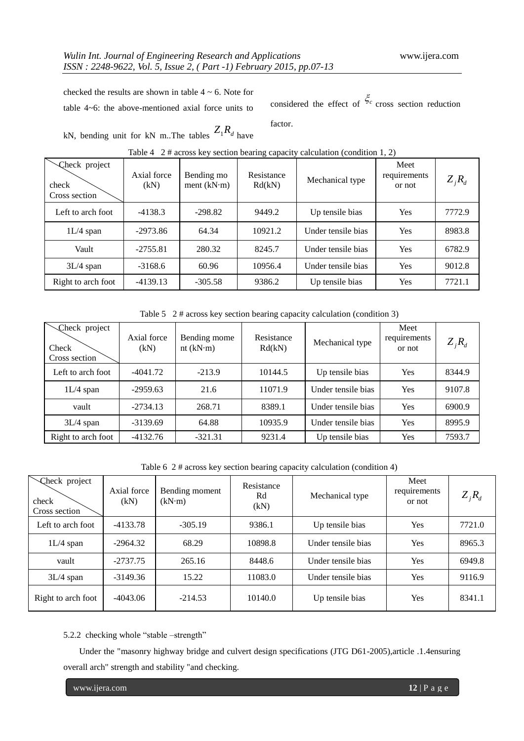checked the results are shown in table 4 ~ 6. Note for table 4~6: the above-mentioned axial force units to kN, bending unit for kN m..The tables $Z_1 R_d$ have considered the effect of $\xi_c$ cross section reduction factor.

Table 4 2 # across key section bearing capacity calculation (condition 1, 2)

| Check project / check Cross section | Axial force (kN) | Bending moment (kN·m) | Resistance Rd(kN) | Mechanical type | Meet requirements or not | $Z_j R_d$ |
|---|---|---|---|---|---|---|
| Left to arch foot | -4138.3 | -298.82 | 9449.2 | Up tensile bias | Yes | 7772.9 |
| 1L/4 span | -2973.86 | 64.34 | 10921.2 | Under tensile bias | Yes | 8983.8 |
| Vault | -2755.81 | 280.32 | 8245.7 | Under tensile bias | Yes | 6782.9 |
| 3L/4 span | -3168.6 | 60.96 | 10956.4 | Under tensile bias | Yes | 9012.8 |
| Right to arch foot | -4139.13 | -305.58 | 9386.2 | Up tensile bias | Yes | 7721.1 |

Table 5 2 # across key section bearing capacity calculation (condition 3)

| Check project / Check Cross section | Axial force (kN) | Bending moment (kN·m) | Resistance Rd(kN) | Mechanical type | Meet requirements or not | $Z_j R_d$ |
|---|---|---|---|---|---|---|
| Left to arch foot | -4041.72 | -213.9 | 10144.5 | Up tensile bias | Yes | 8344.9 |
| 1L/4 span | -2959.63 | 21.6 | 11071.9 | Under tensile bias | Yes | 9107.8 |
| vault | -2734.13 | 268.71 | 8389.1 | Under tensile bias | Yes | 6900.9 |
| 3L/4 span | -3139.69 | 64.88 | 10935.9 | Under tensile bias | Yes | 8995.9 |
| Right to arch foot | -4132.76 | -321.31 | 9231.4 | Up tensile bias | Yes | 7593.7 |

Table 6 2 # across key section bearing capacity calculation (condition 4)

| Check project / check Cross section | Axial force (kN) | Bending moment (kN·m) | Resistance Rd (kN) | Mechanical type | Meet requirements or not | $Z_j R_d$ |
|---|---|---|---|---|---|---|
| Left to arch foot | -4133.78 | -305.19 | 9386.1 | Up tensile bias | Yes | 7721.0 |
| 1L/4 span | -2964.32 | 68.29 | 10898.8 | Under tensile bias | Yes | 8965.3 |
| vault | -2737.75 | 265.16 | 8448.6 | Under tensile bias | Yes | 6949.8 |
| 3L/4 span | -3149.36 | 15.22 | 11083.0 | Under tensile bias | Yes | 9116.9 |
| Right to arch foot | -4043.06 | -214.53 | 10140.0 | Up tensile bias | Yes | 8341.1 |

5.2.2 checking whole "stable –strength"

Under the "masonry highway bridge and culvert design specifications (JTG D61-2005),article .1.4ensuring overall arch" strength and stability "and checking.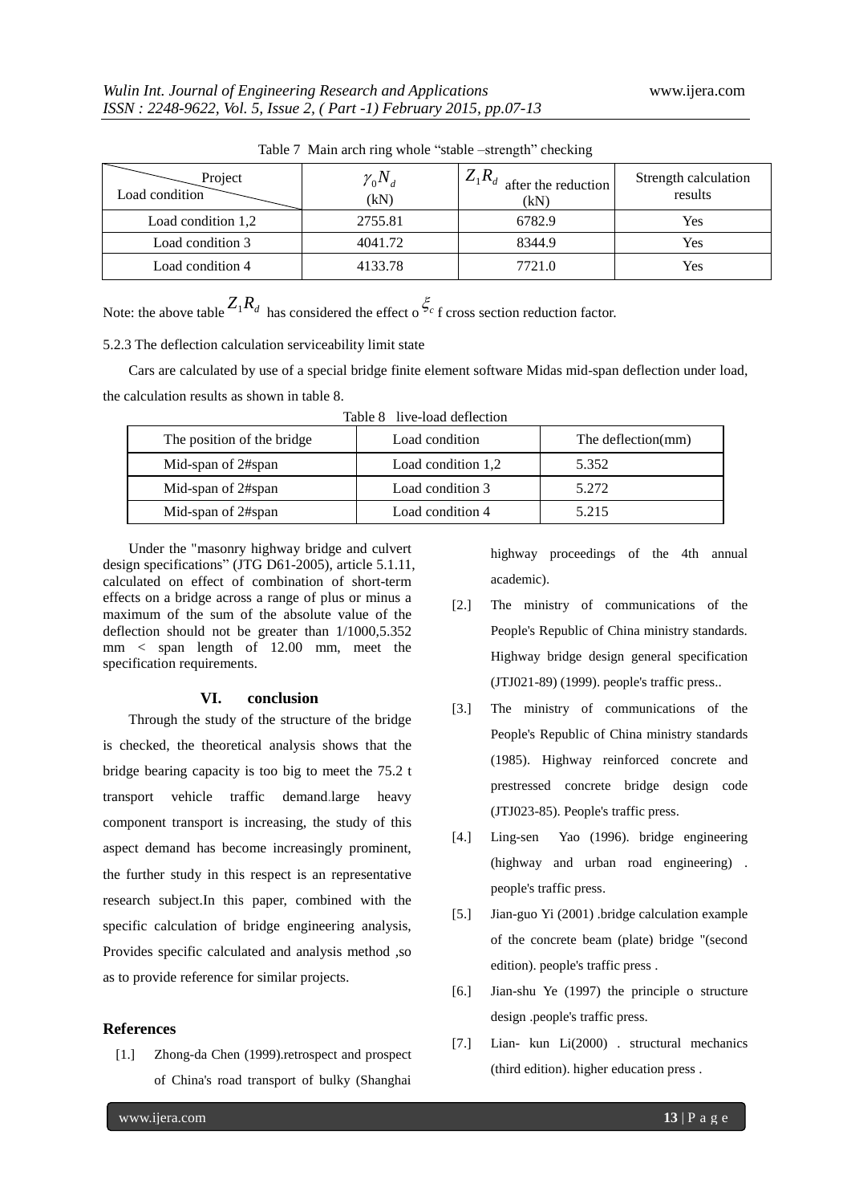Table 7 Main arch ring whole "stable –strength" checking

| Project / Load condition | $\gamma_0 N_d$ (kN) | $Z_1 R_d$ after the reduction (kN) | Strength calculation results |
|---|---|---|---|
| Load condition 1,2 | 2755.81 | 6782.9 | Yes |
| Load condition 3 | 4041.72 | 8344.9 | Yes |
| Load condition 4 | 4133.78 | 7721.0 | Yes |

Note: the above table $Z_1 R_d$ has considered the effect o $\xi_c$ f cross section reduction factor.

5.2.3 The deflection calculation serviceability limit state

Cars are calculated by use of a special bridge finite element software Midas mid-span deflection under load, the calculation results as shown in table 8.

Table 8 live-load deflection

| The position of the bridge | Load condition | The deflection(mm) |
|---|---|---|
| Mid-span of 2#span | Load condition 1,2 | 5.352 |
| Mid-span of 2#span | Load condition 3 | 5.272 |
| Mid-span of 2#span | Load condition 4 | 5.215 |

Under the "masonry highway bridge and culvert design specifications" (JTG D61-2005), article 5.1.11, calculated on effect of combination of short-term effects on a bridge across a range of plus or minus a maximum of the sum of the absolute value of the deflection should not be greater than 1/1000,5.352 mm < span length of 12.00 mm, meet the specification requirements.

## VI. conclusion

Through the study of the structure of the bridge is checked, the theoretical analysis shows that the bridge bearing capacity is too big to meet the 75.2 t transport vehicle traffic demand.large heavy component transport is increasing, the study of this aspect demand has become increasingly prominent, the further study in this respect is an representative research subject.In this paper, combined with the specific calculation of bridge engineering analysis, Provides specific calculated and analysis method ,so as to provide reference for similar projects.

## References

[1.] Zhong-da Chen (1999).retrospect and prospect of China's road transport of bulky (Shanghai highway proceedings of the 4th annual academic).

[2.] The ministry of communications of the People's Republic of China ministry standards. Highway bridge design general specification (JTJ021-89) (1999). people's traffic press..

[3.] The ministry of communications of the People's Republic of China ministry standards (1985). Highway reinforced concrete and prestressed concrete bridge design code (JTJ023-85). People's traffic press.

[4.] Ling-sen Yao (1996). bridge engineering (highway and urban road engineering) . people's traffic press.

[5.] Jian-guo Yi (2001) .bridge calculation example of the concrete beam (plate) bridge "(second edition). people's traffic press .

[6.] Jian-shu Ye (1997) the principle o structure design .people's traffic press.

[7.] Lian- kun Li(2000) . structural mechanics (third edition). higher education press .